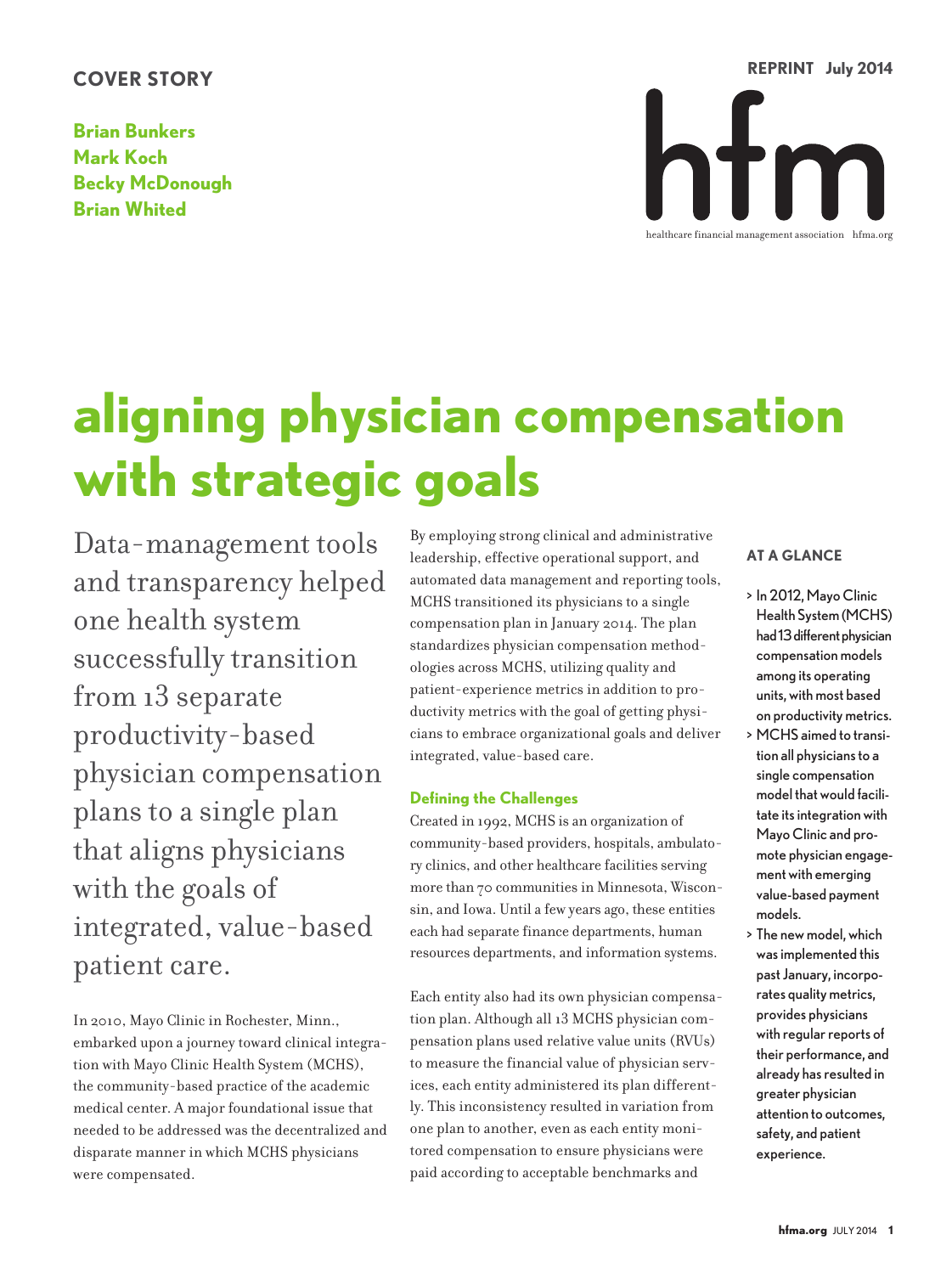COVER STORY

**Brian Bunkers**
**Mark Koch**
**Becky McDonough**
**Brian Whited**

REPRINT July 2014

hfm
healthcare financial management association hfma.org

# aligning physician compensation with strategic goals

Data-management tools and transparency helped one health system successfully transition from 13 separate productivity-based physician compensation plans to a single plan that aligns physicians with the goals of integrated, value-based patient care.

In 2010, Mayo Clinic in Rochester, Minn., embarked upon a journey toward clinical integration with Mayo Clinic Health System (MCHS), the community-based practice of the academic medical center. A major foundational issue that needed to be addressed was the decentralized and disparate manner in which MCHS physicians were compensated.

By employing strong clinical and administrative leadership, effective operational support, and automated data management and reporting tools, MCHS transitioned its physicians to a single compensation plan in January 2014. The plan standardizes physician compensation methodologies across MCHS, utilizing quality and patient-experience metrics in addition to productivity metrics with the goal of getting physicians to embrace organizational goals and deliver integrated, value-based care.

## Defining the Challenges

Created in 1992, MCHS is an organization of community-based providers, hospitals, ambulatory clinics, and other healthcare facilities serving more than 70 communities in Minnesota, Wisconsin, and Iowa. Until a few years ago, these entities each had separate finance departments, human resources departments, and information systems.

Each entity also had its own physician compensation plan. Although all 13 MCHS physician compensation plans used relative value units (RVUs) to measure the financial value of physician services, each entity administered its plan differently. This inconsistency resulted in variation from one plan to another, even as each entity monitored compensation to ensure physicians were paid according to acceptable benchmarks and

### AT A GLANCE

- In 2012, Mayo Clinic Health System (MCHS) had 13 different physician compensation models among its operating units, with most based on productivity metrics.
- MCHS aimed to transition all physicians to a single compensation model that would facilitate its integration with Mayo Clinic and promote physician engagement with emerging value-based payment models.
- The new model, which was implemented this past January, incorporates quality metrics, provides physicians with regular reports of their performance, and already has resulted in greater physician attention to outcomes, safety, and patient experience.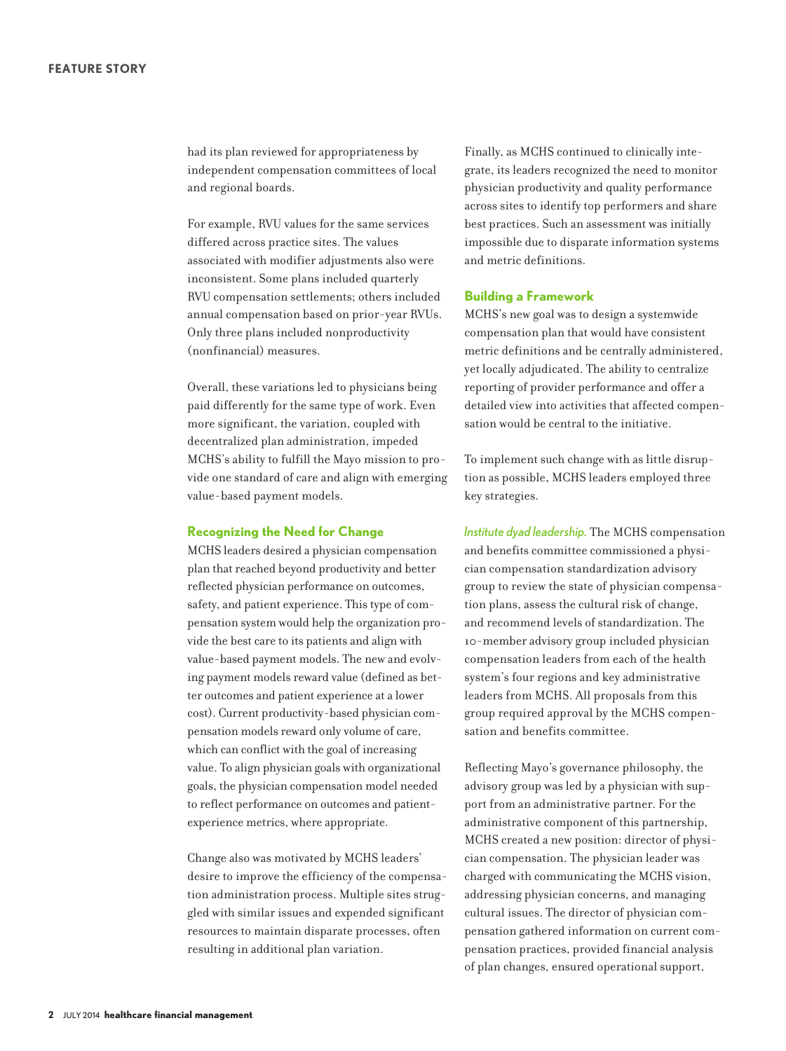had its plan reviewed for appropriateness by independent compensation committees of local and regional boards.

For example, RVU values for the same services differed across practice sites. The values associated with modifier adjustments also were inconsistent. Some plans included quarterly RVU compensation settlements; others included annual compensation based on prior-year RVUs. Only three plans included nonproductivity (nonfinancial) measures.

Overall, these variations led to physicians being paid differently for the same type of work. Even more significant, the variation, coupled with decentralized plan administration, impeded MCHS's ability to fulfill the Mayo mission to provide one standard of care and align with emerging value-based payment models.

## Recognizing the Need for Change

MCHS leaders desired a physician compensation plan that reached beyond productivity and better reflected physician performance on outcomes, safety, and patient experience. This type of compensation system would help the organization provide the best care to its patients and align with value-based payment models. The new and evolving payment models reward value (defined as better outcomes and patient experience at a lower cost). Current productivity-based physician compensation models reward only volume of care, which can conflict with the goal of increasing value. To align physician goals with organizational goals, the physician compensation model needed to reflect performance on outcomes and patient-experience metrics, where appropriate.

Change also was motivated by MCHS leaders' desire to improve the efficiency of the compensation administration process. Multiple sites struggled with similar issues and expended significant resources to maintain disparate processes, often resulting in additional plan variation.

Finally, as MCHS continued to clinically integrate, its leaders recognized the need to monitor physician productivity and quality performance across sites to identify top performers and share best practices. Such an assessment was initially impossible due to disparate information systems and metric definitions.

## Building a Framework

MCHS's new goal was to design a systemwide compensation plan that would have consistent metric definitions and be centrally administered, yet locally adjudicated. The ability to centralize reporting of provider performance and offer a detailed view into activities that affected compensation would be central to the initiative.

To implement such change with as little disruption as possible, MCHS leaders employed three key strategies.

*Institute dyad leadership.* The MCHS compensation and benefits committee commissioned a physician compensation standardization advisory group to review the state of physician compensation plans, assess the cultural risk of change, and recommend levels of standardization. The 10-member advisory group included physician compensation leaders from each of the health system's four regions and key administrative leaders from MCHS. All proposals from this group required approval by the MCHS compensation and benefits committee.

Reflecting Mayo's governance philosophy, the advisory group was led by a physician with support from an administrative partner. For the administrative component of this partnership, MCHS created a new position: director of physician compensation. The physician leader was charged with communicating the MCHS vision, addressing physician concerns, and managing cultural issues. The director of physician compensation gathered information on current compensation practices, provided financial analysis of plan changes, ensured operational support,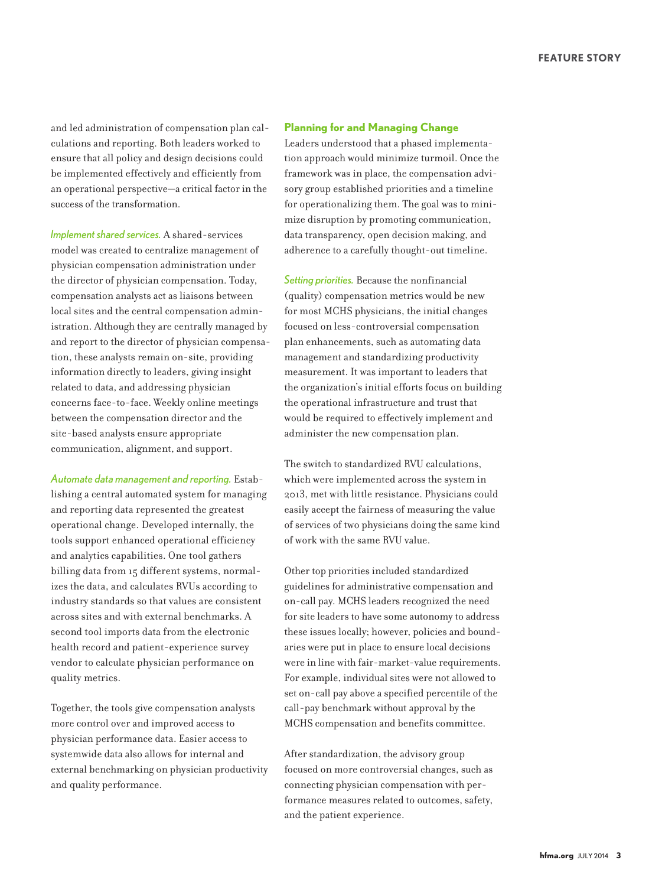and led administration of compensation plan calculations and reporting. Both leaders worked to ensure that all policy and design decisions could be implemented effectively and efficiently from an operational perspective—a critical factor in the success of the transformation.

*Implement shared services.* A shared-services model was created to centralize management of physician compensation administration under the director of physician compensation. Today, compensation analysts act as liaisons between local sites and the central compensation administration. Although they are centrally managed by and report to the director of physician compensation, these analysts remain on-site, providing information directly to leaders, giving insight related to data, and addressing physician concerns face-to-face. Weekly online meetings between the compensation director and the site-based analysts ensure appropriate communication, alignment, and support.

*Automate data management and reporting.* Establishing a central automated system for managing and reporting data represented the greatest operational change. Developed internally, the tools support enhanced operational efficiency and analytics capabilities. One tool gathers billing data from 15 different systems, normalizes the data, and calculates RVUs according to industry standards so that values are consistent across sites and with external benchmarks. A second tool imports data from the electronic health record and patient-experience survey vendor to calculate physician performance on quality metrics.

Together, the tools give compensation analysts more control over and improved access to physician performance data. Easier access to systemwide data also allows for internal and external benchmarking on physician productivity and quality performance.

## Planning for and Managing Change

Leaders understood that a phased implementation approach would minimize turmoil. Once the framework was in place, the compensation advisory group established priorities and a timeline for operationalizing them. The goal was to minimize disruption by promoting communication, data transparency, open decision making, and adherence to a carefully thought-out timeline.

*Setting priorities.* Because the nonfinancial (quality) compensation metrics would be new for most MCHS physicians, the initial changes focused on less-controversial compensation plan enhancements, such as automating data management and standardizing productivity measurement. It was important to leaders that the organization's initial efforts focus on building the operational infrastructure and trust that would be required to effectively implement and administer the new compensation plan.

The switch to standardized RVU calculations, which were implemented across the system in 2013, met with little resistance. Physicians could easily accept the fairness of measuring the value of services of two physicians doing the same kind of work with the same RVU value.

Other top priorities included standardized guidelines for administrative compensation and on-call pay. MCHS leaders recognized the need for site leaders to have some autonomy to address these issues locally; however, policies and boundaries were put in place to ensure local decisions were in line with fair-market-value requirements. For example, individual sites were not allowed to set on-call pay above a specified percentile of the call-pay benchmark without approval by the MCHS compensation and benefits committee.

After standardization, the advisory group focused on more controversial changes, such as connecting physician compensation with performance measures related to outcomes, safety, and the patient experience.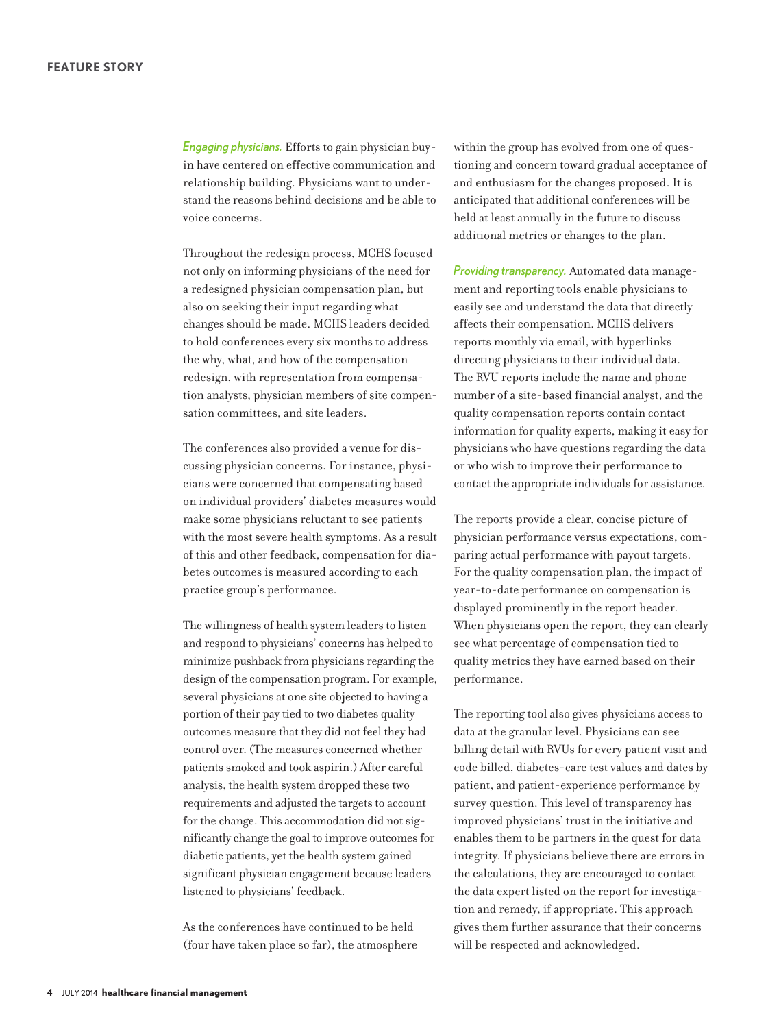*Engaging physicians.* Efforts to gain physician buy-in have centered on effective communication and relationship building. Physicians want to understand the reasons behind decisions and be able to voice concerns.

Throughout the redesign process, MCHS focused not only on informing physicians of the need for a redesigned physician compensation plan, but also on seeking their input regarding what changes should be made. MCHS leaders decided to hold conferences every six months to address the why, what, and how of the compensation redesign, with representation from compensation analysts, physician members of site compensation committees, and site leaders.

The conferences also provided a venue for discussing physician concerns. For instance, physicians were concerned that compensating based on individual providers' diabetes measures would make some physicians reluctant to see patients with the most severe health symptoms. As a result of this and other feedback, compensation for diabetes outcomes is measured according to each practice group's performance.

The willingness of health system leaders to listen and respond to physicians' concerns has helped to minimize pushback from physicians regarding the design of the compensation program. For example, several physicians at one site objected to having a portion of their pay tied to two diabetes quality outcomes measure that they did not feel they had control over. (The measures concerned whether patients smoked and took aspirin.) After careful analysis, the health system dropped these two requirements and adjusted the targets to account for the change. This accommodation did not significantly change the goal to improve outcomes for diabetic patients, yet the health system gained significant physician engagement because leaders listened to physicians' feedback.

As the conferences have continued to be held (four have taken place so far), the atmosphere within the group has evolved from one of questioning and concern toward gradual acceptance of and enthusiasm for the changes proposed. It is anticipated that additional conferences will be held at least annually in the future to discuss additional metrics or changes to the plan.

*Providing transparency.* Automated data management and reporting tools enable physicians to easily see and understand the data that directly affects their compensation. MCHS delivers reports monthly via email, with hyperlinks directing physicians to their individual data. The RVU reports include the name and phone number of a site-based financial analyst, and the quality compensation reports contain contact information for quality experts, making it easy for physicians who have questions regarding the data or who wish to improve their performance to contact the appropriate individuals for assistance.

The reports provide a clear, concise picture of physician performance versus expectations, comparing actual performance with payout targets. For the quality compensation plan, the impact of year-to-date performance on compensation is displayed prominently in the report header. When physicians open the report, they can clearly see what percentage of compensation tied to quality metrics they have earned based on their performance.

The reporting tool also gives physicians access to data at the granular level. Physicians can see billing detail with RVUs for every patient visit and code billed, diabetes-care test values and dates by patient, and patient-experience performance by survey question. This level of transparency has improved physicians' trust in the initiative and enables them to be partners in the quest for data integrity. If physicians believe there are errors in the calculations, they are encouraged to contact the data expert listed on the report for investigation and remedy, if appropriate. This approach gives them further assurance that their concerns will be respected and acknowledged.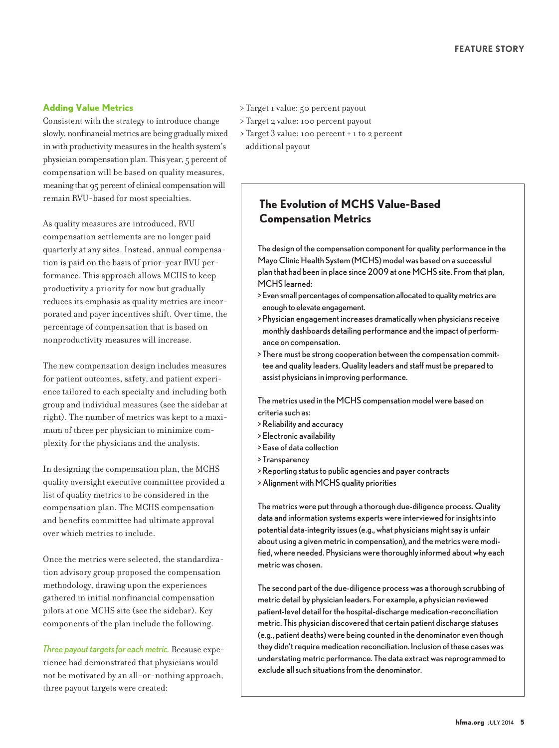## Adding Value Metrics

Consistent with the strategy to introduce change slowly, nonfinancial metrics are being gradually mixed in with productivity measures in the health system's physician compensation plan. This year, 5 percent of compensation will be based on quality measures, meaning that 95 percent of clinical compensation will remain RVU-based for most specialties.

As quality measures are introduced, RVU compensation settlements are no longer paid quarterly at any sites. Instead, annual compensation is paid on the basis of prior-year RVU performance. This approach allows MCHS to keep productivity a priority for now but gradually reduces its emphasis as quality metrics are incorporated and payer incentives shift. Over time, the percentage of compensation that is based on nonproductivity measures will increase.

The new compensation design includes measures for patient outcomes, safety, and patient experience tailored to each specialty and including both group and individual measures (see the sidebar at right). The number of metrics was kept to a maximum of three per physician to minimize complexity for the physicians and the analysts.

In designing the compensation plan, the MCHS quality oversight executive committee provided a list of quality metrics to be considered in the compensation plan. The MCHS compensation and benefits committee had ultimate approval over which metrics to include.

Once the metrics were selected, the standardization advisory group proposed the compensation methodology, drawing upon the experiences gathered in initial nonfinancial compensation pilots at one MCHS site (see the sidebar). Key components of the plan include the following.

*Three payout targets for each metric.* Because experience had demonstrated that physicians would not be motivated by an all-or-nothing approach, three payout targets were created:

> Target 1 value: 50 percent payout
> Target 2 value: 100 percent payout
> Target 3 value: 100 percent + 1 to 2 percent additional payout

### The Evolution of MCHS Value-Based Compensation Metrics

The design of the compensation component for quality performance in the Mayo Clinic Health System (MCHS) model was based on a successful plan that had been in place since 2009 at one MCHS site. From that plan, MCHS learned:

> Even small percentages of compensation allocated to quality metrics are enough to elevate engagement.
> Physician engagement increases dramatically when physicians receive monthly dashboards detailing performance and the impact of performance on compensation.
> There must be strong cooperation between the compensation committee and quality leaders. Quality leaders and staff must be prepared to assist physicians in improving performance.

The metrics used in the MCHS compensation model were based on criteria such as:

> Reliability and accuracy
> Electronic availability
> Ease of data collection
> Transparency
> Reporting status to public agencies and payer contracts
> Alignment with MCHS quality priorities

The metrics were put through a thorough due-diligence process. Quality data and information systems experts were interviewed for insights into potential data-integrity issues (e.g., what physicians might say is unfair about using a given metric in compensation), and the metrics were modified, where needed. Physicians were thoroughly informed about why each metric was chosen.

The second part of the due-diligence process was a thorough scrubbing of metric detail by physician leaders. For example, a physician reviewed patient-level detail for the hospital-discharge medication-reconciliation metric. This physician discovered that certain patient discharge statuses (e.g., patient deaths) were being counted in the denominator even though they didn't require medication reconciliation. Inclusion of these cases was understating metric performance. The data extract was reprogrammed to exclude all such situations from the denominator.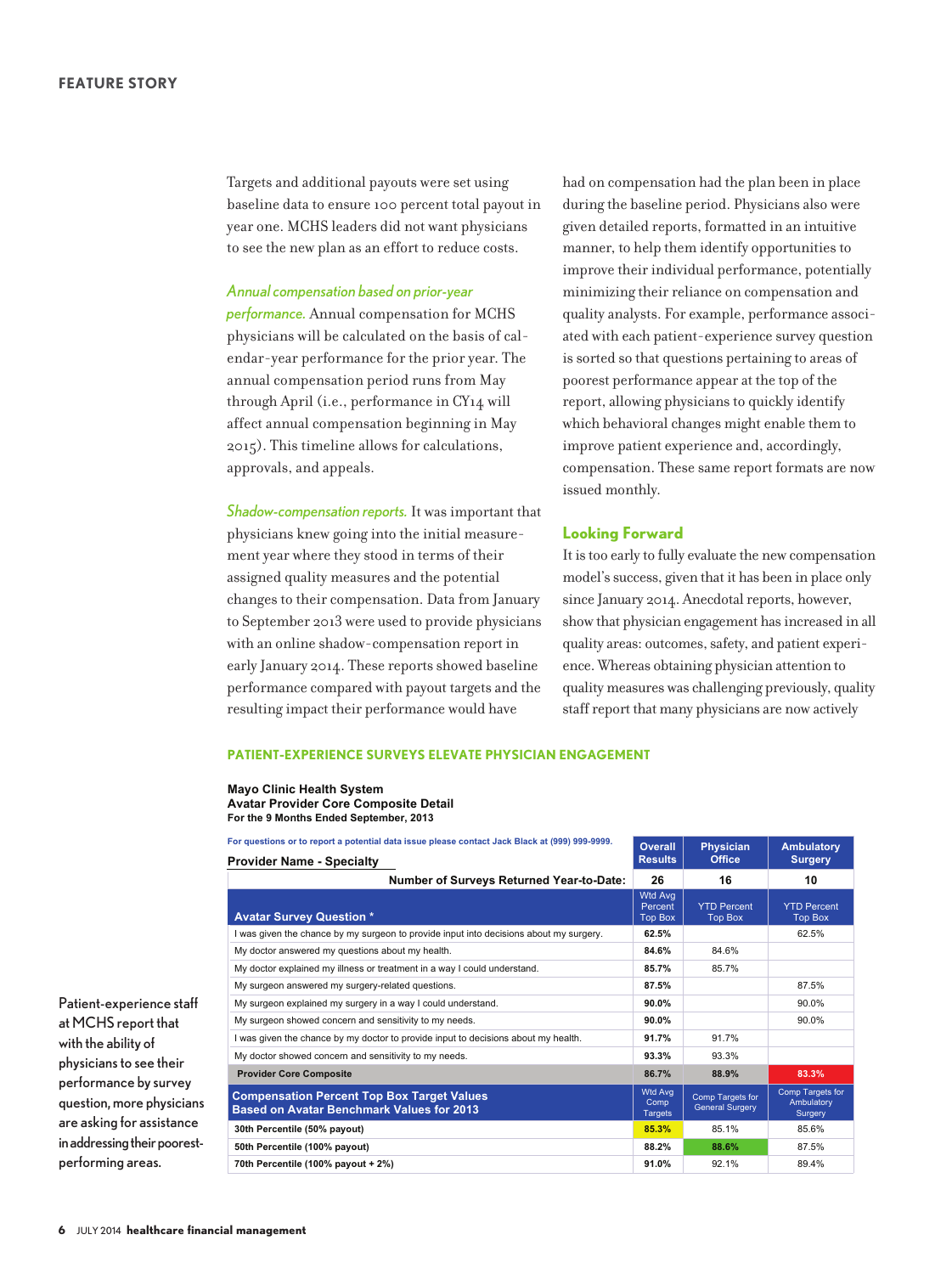Targets and additional payouts were set using baseline data to ensure 100 percent total payout in year one. MCHS leaders did not want physicians to see the new plan as an effort to reduce costs.

*Annual compensation based on prior-year performance.* Annual compensation for MCHS physicians will be calculated on the basis of calendar-year performance for the prior year. The annual compensation period runs from May through April (i.e., performance in CY14 will affect annual compensation beginning in May 2015). This timeline allows for calculations, approvals, and appeals.

*Shadow-compensation reports.* It was important that physicians knew going into the initial measurement year where they stood in terms of their assigned quality measures and the potential changes to their compensation. Data from January to September 2013 were used to provide physicians with an online shadow-compensation report in early January 2014. These reports showed baseline performance compared with payout targets and the resulting impact their performance would have had on compensation had the plan been in place during the baseline period. Physicians also were given detailed reports, formatted in an intuitive manner, to help them identify opportunities to improve their individual performance, potentially minimizing their reliance on compensation and quality analysts. For example, performance associated with each patient-experience survey question is sorted so that questions pertaining to areas of poorest performance appear at the top of the report, allowing physicians to quickly identify which behavioral changes might enable them to improve patient experience and, accordingly, compensation. These same report formats are now issued monthly.

## Looking Forward

It is too early to fully evaluate the new compensation model's success, given that it has been in place only since January 2014. Anecdotal reports, however, show that physician engagement has increased in all quality areas: outcomes, safety, and patient experience. Whereas obtaining physician attention to quality measures was challenging previously, quality staff report that many physicians are now actively

### PATIENT-EXPERIENCE SURVEYS ELEVATE PHYSICIAN ENGAGEMENT

**Mayo Clinic Health System**
**Avatar Provider Core Composite Detail**
**For the 9 Months Ended September, 2013**

For questions or to report a potential data issue please contact Jack Black at (999) 999-9999.

| Provider Name - Specialty | Overall Results | Physician Office | Ambulatory Surgery |
|---|---|---|---|
| **Number of Surveys Returned Year-to-Date:** | **26** | **16** | **10** |
| **Avatar Survey Question \*** | Wtd Avg Percent Top Box | YTD Percent Top Box | YTD Percent Top Box |
| I was given the chance by my surgeon to provide input into decisions about my surgery. | **62.5%** | | 62.5% |
| My doctor answered my questions about my health. | **84.6%** | 84.6% | |
| My doctor explained my illness or treatment in a way I could understand. | **85.7%** | 85.7% | |
| My surgeon answered my surgery-related questions. | **87.5%** | | 87.5% |
| My surgeon explained my surgery in a way I could understand. | **90.0%** | | 90.0% |
| My surgeon showed concern and sensitivity to my needs. | **90.0%** | | 90.0% |
| I was given the chance by my doctor to provide input to decisions about my health. | **91.7%** | 91.7% | |
| My doctor showed concern and sensitivity to my needs. | **93.3%** | 93.3% | |
| **Provider Core Composite** | **86.7%** | **88.9%** | **83.3%** |
| **Compensation Percent Top Box Target Values Based on Avatar Benchmark Values for 2013** | Wtd Avg Comp Targets | Comp Targets for General Surgery | Comp Targets for Ambulatory Surgery |
| **30th Percentile (50% payout)** | **85.3%** | 85.1% | 85.6% |
| **50th Percentile (100% payout)** | **88.2%** | **88.6%** | 87.5% |
| **70th Percentile (100% payout + 2%)** | **91.0%** | 92.1% | 89.4% |

Patient-experience staff at MCHS report that with the ability of physicians to see their performance by survey question, more physicians are asking for assistance in addressing their poorest-performing areas.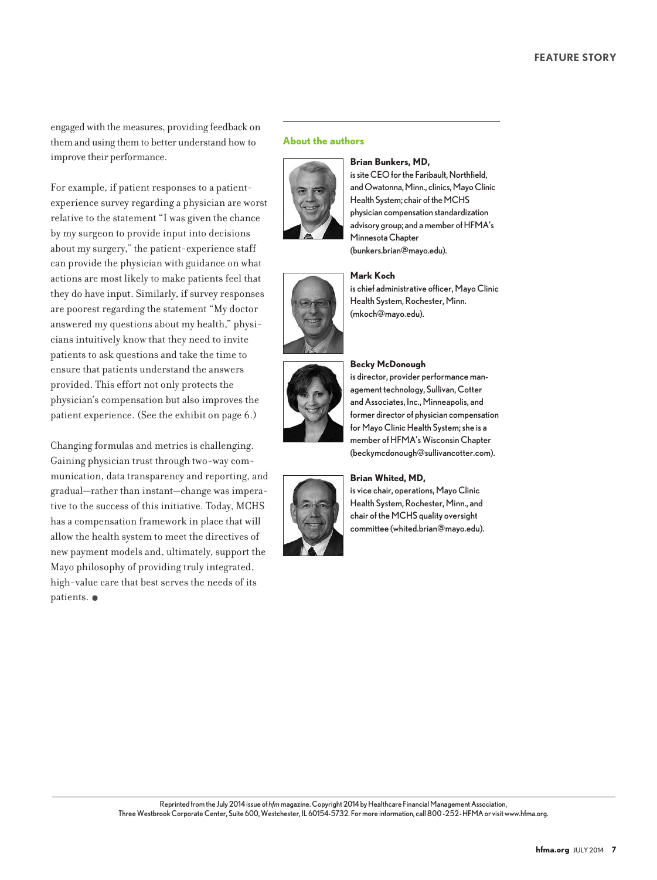engaged with the measures, providing feedback on them and using them to better understand how to improve their performance.

For example, if patient responses to a patient-experience survey regarding a physician are worst relative to the statement "I was given the chance by my surgeon to provide input into decisions about my surgery," the patient-experience staff can provide the physician with guidance on what actions are most likely to make patients feel that they do have input. Similarly, if survey responses are poorest regarding the statement "My doctor answered my questions about my health," physicians intuitively know that they need to invite patients to ask questions and take the time to ensure that patients understand the answers provided. This effort not only protects the physician's compensation but also improves the patient experience. (See the exhibit on page 6.)

Changing formulas and metrics is challenging. Gaining physician trust through two-way communication, data transparency and reporting, and gradual—rather than instant—change was imperative to the success of this initiative. Today, MCHS has a compensation framework in place that will allow the health system to meet the directives of new payment models and, ultimately, support the Mayo philosophy of providing truly integrated, high-value care that best serves the needs of its patients. ●

## About the authors

**Brian Bunkers, MD,** is site CEO for the Faribault, Northfield, and Owatonna, Minn., clinics, Mayo Clinic Health System; chair of the MCHS physician compensation standardization advisory group; and a member of HFMA's Minnesota Chapter (bunkers.brian@mayo.edu).

**Mark Koch** is chief administrative officer, Mayo Clinic Health System, Rochester, Minn. (mkoch@mayo.edu).

**Becky McDonough** is director, provider performance management technology, Sullivan, Cotter and Associates, Inc., Minneapolis, and former director of physician compensation for Mayo Clinic Health System; she is a member of HFMA's Wisconsin Chapter (beckymcdonough@sullivancotter.com).

**Brian Whited, MD,** is vice chair, operations, Mayo Clinic Health System, Rochester, Minn., and chair of the MCHS quality oversight committee (whited.brian@mayo.edu).

Reprinted from the July 2014 issue of *hfm* magazine. Copyright 2014 by Healthcare Financial Management Association, Three Westbrook Corporate Center, Suite 600, Westchester, IL 60154-5732. For more information, call 800-252-HFMA or visit www.hfma.org.